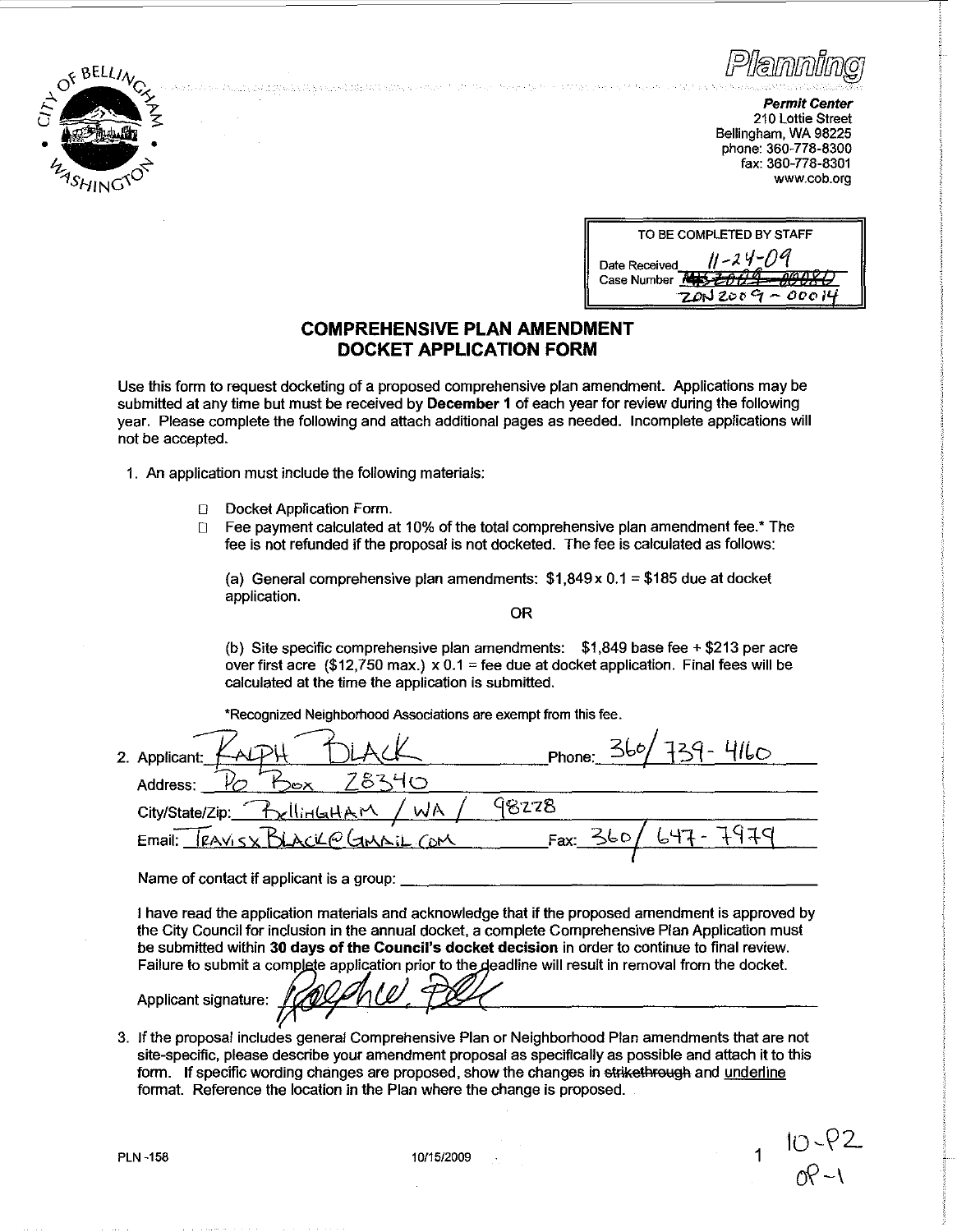Planning

**Permit Center**
210 Lottie Street
Bellingham, WA 98225
phone: 360-778-8300
fax: 360-778-8301
www.cob.org

| TO BE COMPLETED BY STAFF |
|---|
| Date Received 11-24-09 |
| Case Number ~~MS 2009-00080~~ ZON 2009 - 00014 |

# COMPREHENSIVE PLAN AMENDMENT DOCKET APPLICATION FORM

Use this form to request docketing of a proposed comprehensive plan amendment. Applications may be submitted at any time but must be received by **December 1** of each year for review during the following year. Please complete the following and attach additional pages as needed. Incomplete applications will not be accepted.

1. An application must include the following materials:

   - ☐ Docket Application Form.
   - ☐ Fee payment calculated at 10% of the total comprehensive plan amendment fee.* The fee is not refunded if the proposal is not docketed. The fee is calculated as follows:

     (a) General comprehensive plan amendments: $1,849 x 0.1 = $185 due at docket application.

     OR

     (b) Site specific comprehensive plan amendments: $1,849 base fee + $213 per acre over first acre ($12,750 max.) x 0.1 = fee due at docket application. Final fees will be calculated at the time the application is submitted.

   *Recognized Neighborhood Associations are exempt from this fee.

2. Applicant: Ralph Black Phone: 360/ 739- 4160
   Address: PO Box 28340
   City/State/Zip: Bellingham / WA / 98228
   Email: TRAVISX BLACK@GMAIL.COM Fax: 360/ 647- 7979

   Name of contact if applicant is a group: ______

   I have read the application materials and acknowledge that if the proposed amendment is approved by the City Council for inclusion in the annual docket, a complete Comprehensive Plan Application must be submitted within **30 days of the Council's docket decision** in order to continue to final review. Failure to submit a complete application prior to the deadline will result in removal from the docket.

   Applicant signature: [signature]

3. If the proposal includes general Comprehensive Plan or Neighborhood Plan amendments that are not site-specific, please describe your amendment proposal as specifically as possible and attach it to this form. If specific wording changes are proposed, show the changes in ~~strikethrough~~ and <u>underline</u> format. Reference the location in the Plan where the change is proposed.

PLN -158 10/15/2009

10-P2
OP-1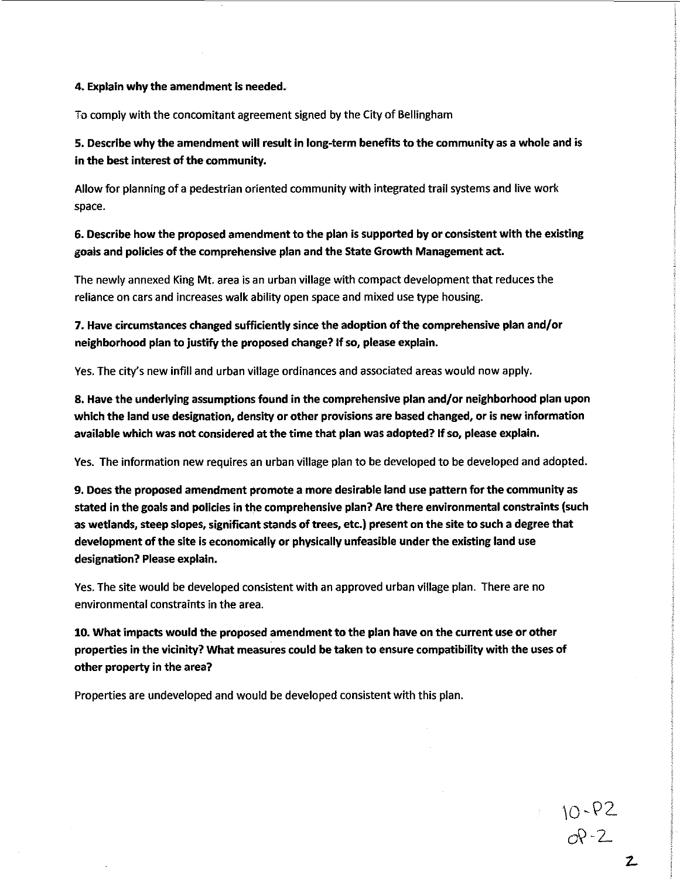**4. Explain why the amendment is needed.**

To comply with the concomitant agreement signed by the City of Bellingham

**5. Describe why the amendment will result in long-term benefits to the community as a whole and is in the best interest of the community.**

Allow for planning of a pedestrian oriented community with integrated trail systems and live work space.

**6. Describe how the proposed amendment to the plan is supported by or consistent with the existing goals and policies of the comprehensive plan and the State Growth Management act.**

The newly annexed King Mt. area is an urban village with compact development that reduces the reliance on cars and increases walk ability open space and mixed use type housing.

**7. Have circumstances changed sufficiently since the adoption of the comprehensive plan and/or neighborhood plan to justify the proposed change? If so, please explain.**

Yes. The city's new infill and urban village ordinances and associated areas would now apply.

**8. Have the underlying assumptions found in the comprehensive plan and/or neighborhood plan upon which the land use designation, density or other provisions are based changed, or is new information available which was not considered at the time that plan was adopted? If so, please explain.**

Yes. The information new requires an urban village plan to be developed to be developed and adopted.

**9. Does the proposed amendment promote a more desirable land use pattern for the community as stated in the goals and policies in the comprehensive plan? Are there environmental constraints (such as wetlands, steep slopes, significant stands of trees, etc.) present on the site to such a degree that development of the site is economically or physically unfeasible under the existing land use designation? Please explain.**

Yes. The site would be developed consistent with an approved urban village plan. There are no environmental constraints in the area.

**10. What impacts would the proposed amendment to the plan have on the current use or other properties in the vicinity? What measures could be taken to ensure compatibility with the uses of other property in the area?**

Properties are undeveloped and would be developed consistent with this plan.

10-P2
CP-2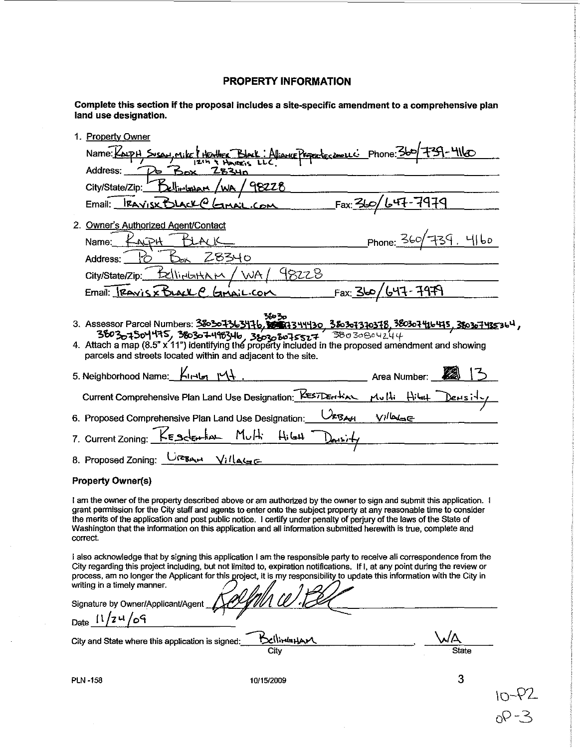## PROPERTY INFORMATION

**Complete this section if the proposal includes a site-specific amendment to a comprehensive plan land use designation.**

1. Property Owner

   Name: RALPH, SUSAN, MIKE & HEATHER BLACK : ALLIANCE PROPERTIES 2000 LLC; 12th & HARRIS LLC. Phone: 360/739-4160

   Address: PO BOX 28340

   City/State/Zip: Bellingham / WA / 98228

   Email: TRAVISXBLACK@GMAIL.COM Fax: 360/647-7979

2. Owner's Authorized Agent/Contact

   Name: RALPH BLACK Phone: 360/739. 4160

   Address: PO Box 28340

   City/State/Zip: Bellingham / WA / 98228

   Email: TRAVISXBLACK@GMAIL.COM Fax: 360/647-7979

3. Assessor Parcel Numbers: 380307363476, 360307344430, 380307370378, 380307416445, 380307435364, 380307504475, 380307498346, 380308075527, 380308042244

4. Attach a map (8.5" x 11") identifying the property included in the proposed amendment and showing parcels and streets located within and adjacent to the site.

5. Neighborhood Name: King Mt. Area Number: 13

   Current Comprehensive Plan Land Use Designation: Residential Multi High Density

6. Proposed Comprehensive Plan Land Use Designation: Urban Village

7. Current Zoning: Residential Multi High Density

8. Proposed Zoning: Urban Village

### Property Owner(s)

I am the owner of the property described above or am authorized by the owner to sign and submit this application. I grant permission for the City staff and agents to enter onto the subject property at any reasonable time to consider the merits of the application and post public notice. I certify under penalty of perjury of the laws of the State of Washington that the information on this application and all information submitted herewith is true, complete and correct.

I also acknowledge that by signing this application I am the responsible party to receive all correspondence from the City regarding this project including, but not limited to, expiration notifications. If I, at any point during the review or process, am no longer the Applicant for this project, it is my responsibility to update this information with the City in writing in a timely manner.

Signature by Owner/Applicant/Agent [signature]

Date 11/24/09

City and State where this application is signed: Bellingham (City), WA (State)

PLN -158 10/15/2009

10-P2
OP-3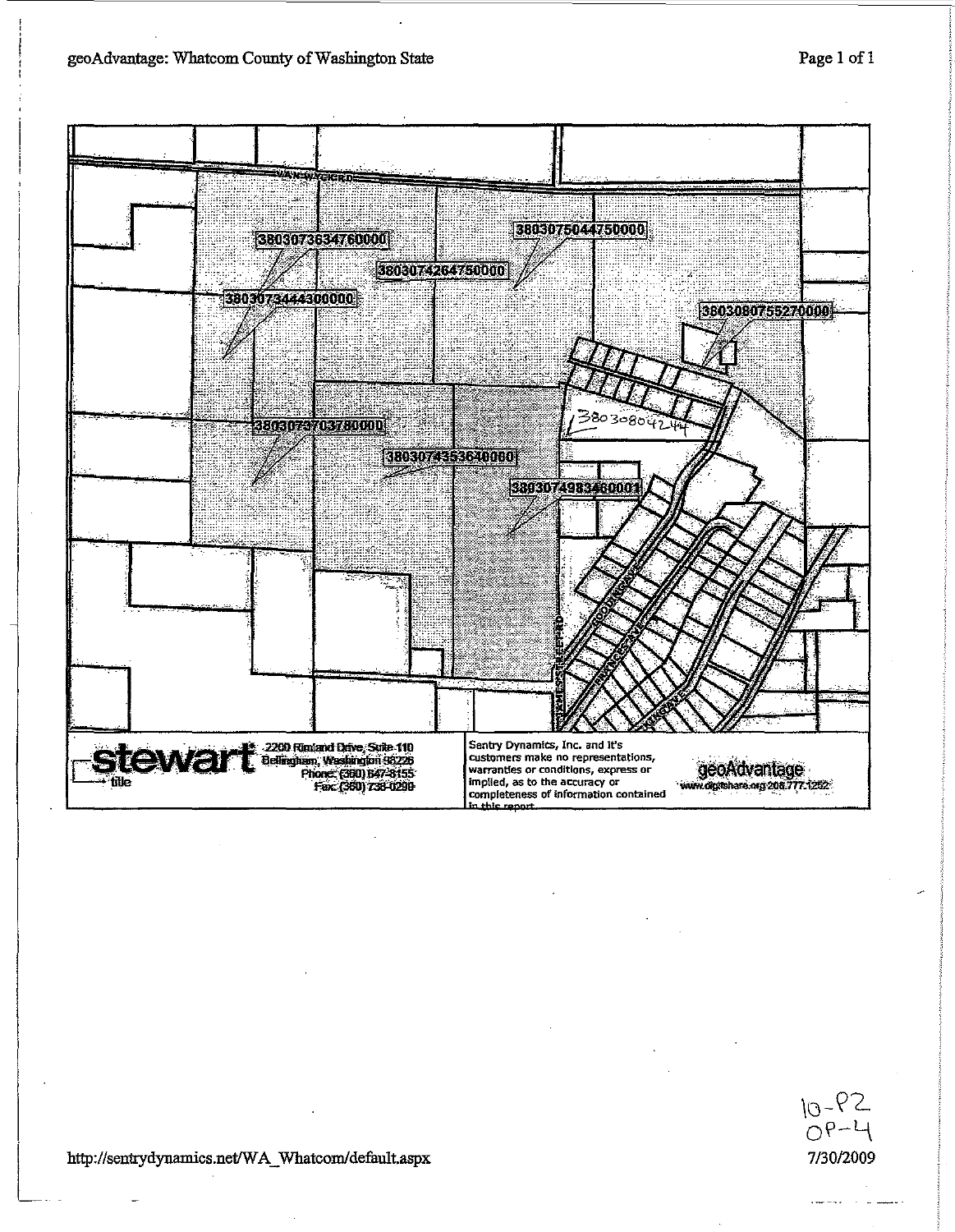geoAdvantage: Whatcom County of Washington State

VAN WYCK RD

3803073634760000

3803075044750000

3803074264750000

3803073444300000

3803080755270000

380308042 44

3803073703780000

3803074353640000

3803074983460001

**stewart** title

2200 Rimland Drive, Suite 110
Bellingham, Washington 98226
Phone: (360) 647-8155
Fax: (360) 738-0299

Sentry Dynamics, Inc. and it's customers make no representations, warranties or conditions, express or implied, as to the accuracy or completeness of information contained in this report.

geoAdvantage
www.digitshare.org 208.777.1252

10-P2
OP-4

http://sentrydynamics.net/WA_Whatcom/default.aspx

7/30/2009